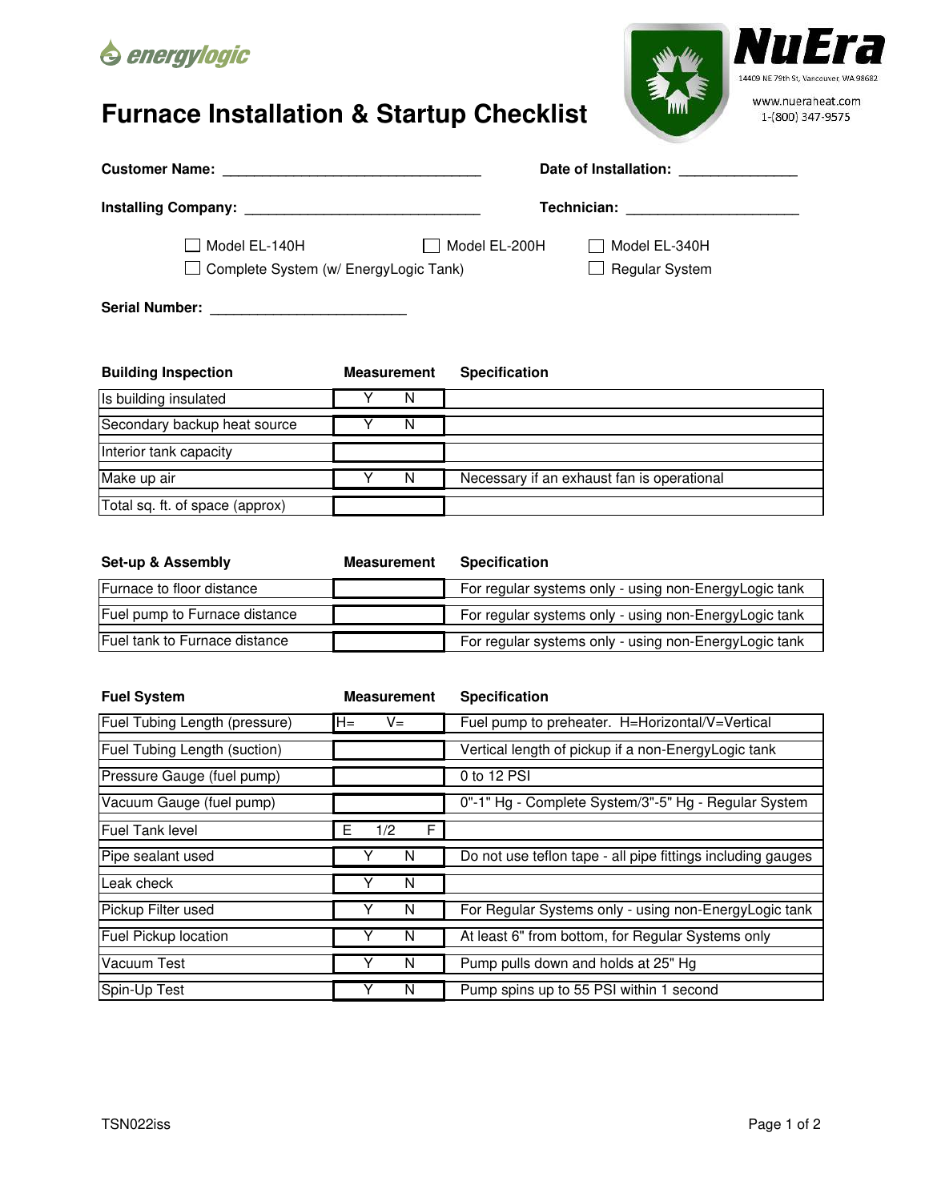energylogic

NuEra
14409 NE 79th St, Vancouver, WA 98682
www.nueraheat.com
1-(800) 347-9575

# Furnace Installation & Startup Checklist

**Customer Name:** ______________________________ **Date of Installation:** ______________

**Installing Company:** ____________________________ **Technician:** ____________________

☐ Model EL-140H ☐ Model EL-200H ☐ Model EL-340H

☐ Complete System (w/ EnergyLogic Tank) ☐ Regular System

**Serial Number:** _______________________

| **Building Inspection** | **Measurement** | **Specification** |
|---|---|---|
| Is building insulated | Y N | |
| Secondary backup heat source | Y N | |
| Interior tank capacity | | |
| Make up air | Y N | Necessary if an exhaust fan is operational |
| Total sq. ft. of space (approx) | | |

| **Set-up & Assembly** | **Measurement** | **Specification** |
|---|---|---|
| Furnace to floor distance | | For regular systems only - using non-EnergyLogic tank |
| Fuel pump to Furnace distance | | For regular systems only - using non-EnergyLogic tank |
| Fuel tank to Furnace distance | | For regular systems only - using non-EnergyLogic tank |

| **Fuel System** | **Measurement** | **Specification** |
|---|---|---|
| Fuel Tubing Length (pressure) | H= V= | Fuel pump to preheater. H=Horizontal/V=Vertical |
| Fuel Tubing Length (suction) | | Vertical length of pickup if a non-EnergyLogic tank |
| Pressure Gauge (fuel pump) | | 0 to 12 PSI |
| Vacuum Gauge (fuel pump) | | 0"-1" Hg - Complete System/3"-5" Hg - Regular System |
| Fuel Tank level | E 1/2 F | |
| Pipe sealant used | Y N | Do not use teflon tape - all pipe fittings including gauges |
| Leak check | Y N | |
| Pickup Filter used | Y N | For Regular Systems only - using non-EnergyLogic tank |
| Fuel Pickup location | Y N | At least 6" from bottom, for Regular Systems only |
| Vacuum Test | Y N | Pump pulls down and holds at 25" Hg |
| Spin-Up Test | Y N | Pump spins up to 55 PSI within 1 second |

TSN022iss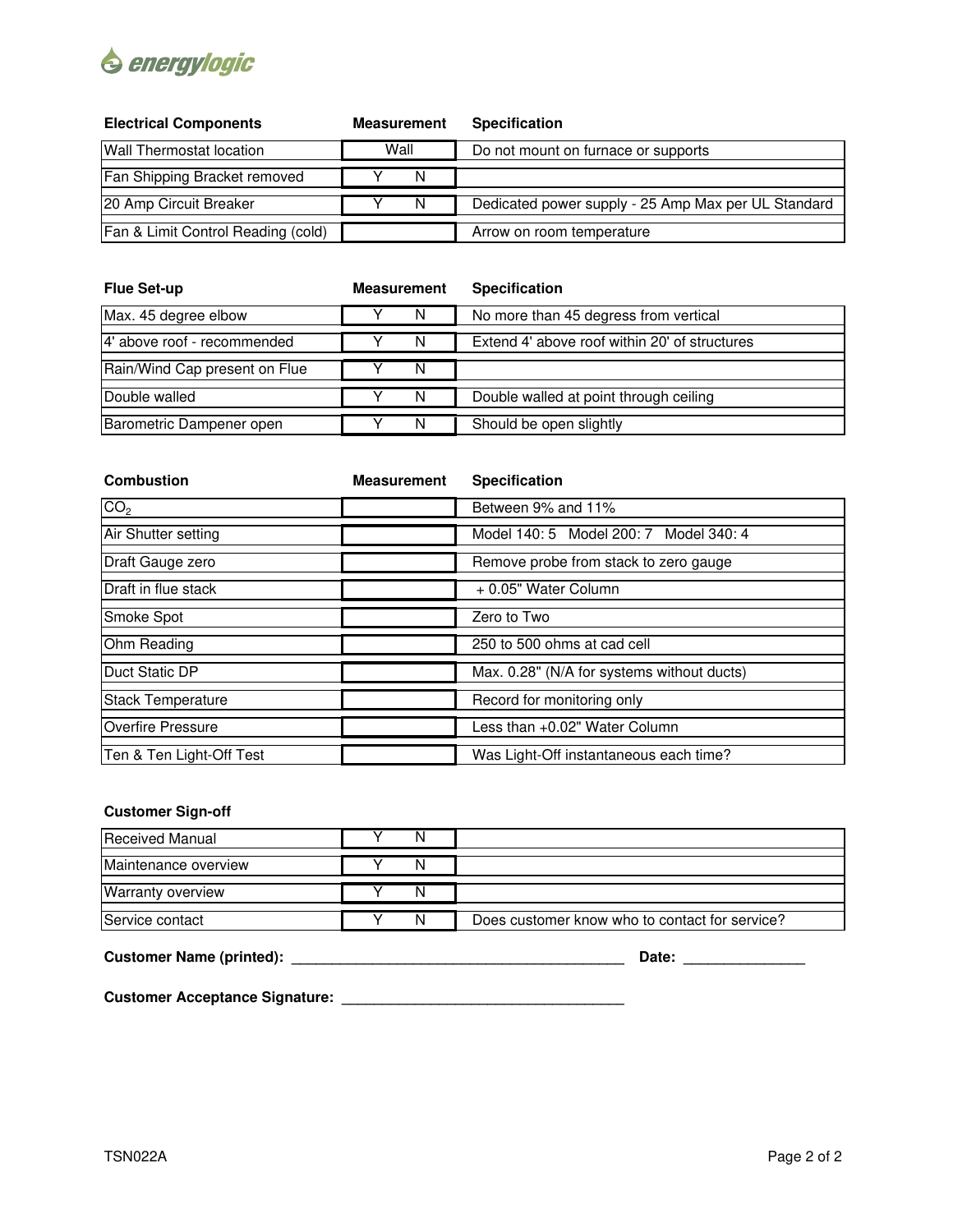energylogic

| Electrical Components | Measurement | Specification |
|---|---|---|
| Wall Thermostat location | Wall | Do not mount on furnace or supports |
| Fan Shipping Bracket removed | Y N | |
| 20 Amp Circuit Breaker | Y N | Dedicated power supply - 25 Amp Max per UL Standard |
| Fan & Limit Control Reading (cold) | | Arrow on room temperature |

| Flue Set-up | Measurement | Specification |
|---|---|---|
| Max. 45 degree elbow | Y N | No more than 45 degress from vertical |
| 4' above roof - recommended | Y N | Extend 4' above roof within 20' of structures |
| Rain/Wind Cap present on Flue | Y N | |
| Double walled | Y N | Double walled at point through ceiling |
| Barometric Dampener open | Y N | Should be open slightly |

| Combustion | Measurement | Specification |
|---|---|---|
| $CO_2$ | | Between 9% and 11% |
| Air Shutter setting | | Model 140: 5 Model 200: 7 Model 340: 4 |
| Draft Gauge zero | | Remove probe from stack to zero gauge |
| Draft in flue stack | | + 0.05" Water Column |
| Smoke Spot | | Zero to Two |
| Ohm Reading | | 250 to 500 ohms at cad cell |
| Duct Static DP | | Max. 0.28" (N/A for systems without ducts) |
| Stack Temperature | | Record for monitoring only |
| Overfire Pressure | | Less than +0.02" Water Column |
| Ten & Ten Light-Off Test | | Was Light-Off instantaneous each time? |

**Customer Sign-off**

| | | |
|---|---|---|
| Received Manual | Y N | |
| Maintenance overview | Y N | |
| Warranty overview | Y N | |
| Service contact | Y N | Does customer know who to contact for service? |

**Customer Name (printed):** ________________________________________ **Date:** _______________

**Customer Acceptance Signature:** __________________________________

TSN022A